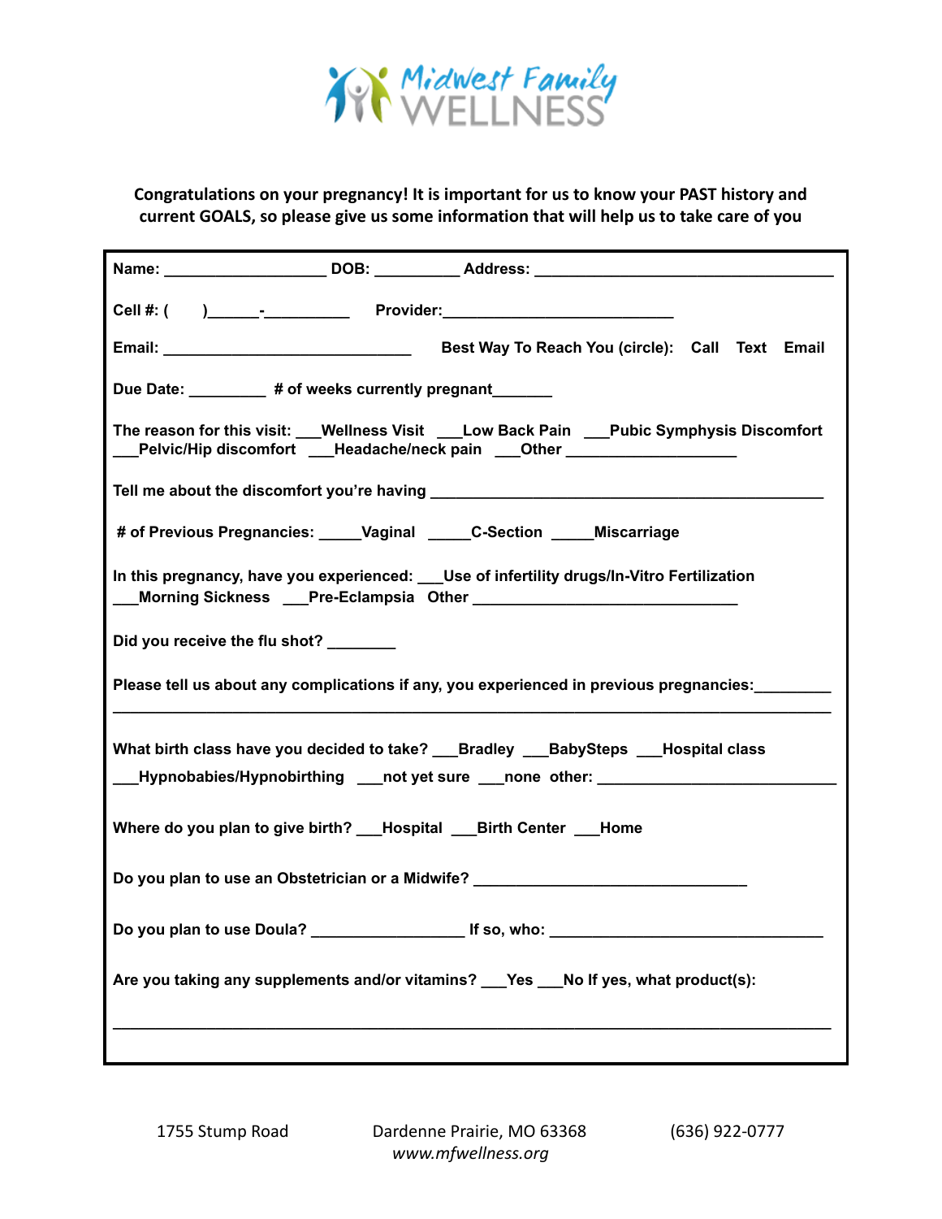# Midwest Family WELLNESS

**Congratulations on your pregnancy! It is important for us to know your PAST history and current GOALS, so please give us some information that will help us to take care of you**

**Name:** ___________________ **DOB:** __________ **Address:** ___________________________________

**Cell #:** ( ) ______-__________ **Provider:**__________________________

**Email:** _____________________________ **Best Way To Reach You (circle):** Call Text Email

**Due Date:** _________ **# of weeks currently pregnant**_______

**The reason for this visit:** ___Wellness Visit ___Low Back Pain ___Pubic Symphysis Discomfort ___Pelvic/Hip discomfort ___Headache/neck pain ___Other ____________________

**Tell me about the discomfort you're having** _____________________________________________

**# of Previous Pregnancies:** _____Vaginal _____C-Section _____Miscarriage

**In this pregnancy, have you experienced:** ___Use of infertility drugs/In-Vitro Fertilization ___Morning Sickness ___Pre-Eclampsia Other _______________________________

**Did you receive the flu shot?** ________

**Please tell us about any complications if any, you experienced in previous pregnancies:**_________

_____________________________________________________________________________________

**What birth class have you decided to take?** ___Bradley ___BabySteps ___Hospital class ___Hypnobabies/Hypnobirthing ___not yet sure ___none other: ___________________________

**Where do you plan to give birth?** ___Hospital ___Birth Center ___Home

**Do you plan to use an Obstetrician or a Midwife?** _______________________________

**Do you plan to use Doula?** _________________ **If so, who:** ________________________________

**Are you taking any supplements and/or vitamins?** ___Yes ___No **If yes, what product(s):**

_____________________________________________________________________________________

1755 Stump Road Dardenne Prairie, MO 63368 (636) 922-0777

*www.mfwellness.org*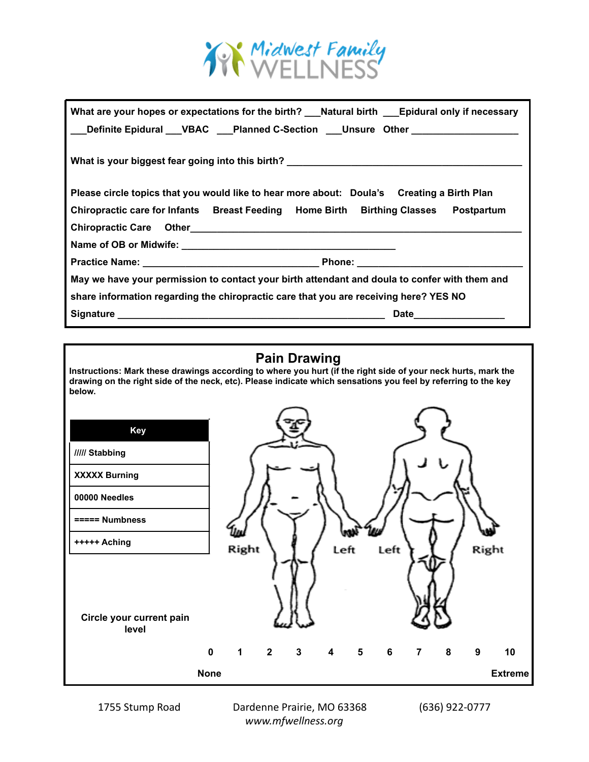Midwest Family WELLNESS

What are your hopes or expectations for the birth? ___Natural birth ___Epidural only if necessary ___Definite Epidural ___VBAC ___Planned C-Section ___Unsure Other ___________________

What is your biggest fear going into this birth? ___________________________________________

Please circle topics that you would like to hear more about: Doula's Creating a Birth Plan Chiropractic care for Infants Breast Feeding Home Birth Birthing Classes Postpartum Chiropractic Care Other___________________________________________________________

Name of OB or Midwife: ________________________________________

Practice Name: ________________________________ Phone: ______________________________

May we have your permission to contact your birth attendant and doula to confer with them and share information regarding the chiropractic care that you are receiving here? YES NO

Signature __________________________________________________ Date________________

## Pain Drawing

**Instructions: Mark these drawings according to where you hurt (if the right side of your neck hurts, mark the drawing on the right side of the neck, etc). Please indicate which sensations you feel by referring to the key below.**

| Key |
|---|
| ///// Stabbing |
| XXXXX Burning |
| 00000 Needles |
| ===== Numbness |
| +++++ Aching |

Right Left Left Right

Circle your current pain level

0 1 2 3 4 5 6 7 8 9 10

None Extreme

1755 Stump Road Dardenne Prairie, MO 63368 (636) 922-0777

*www.mfwellness.org*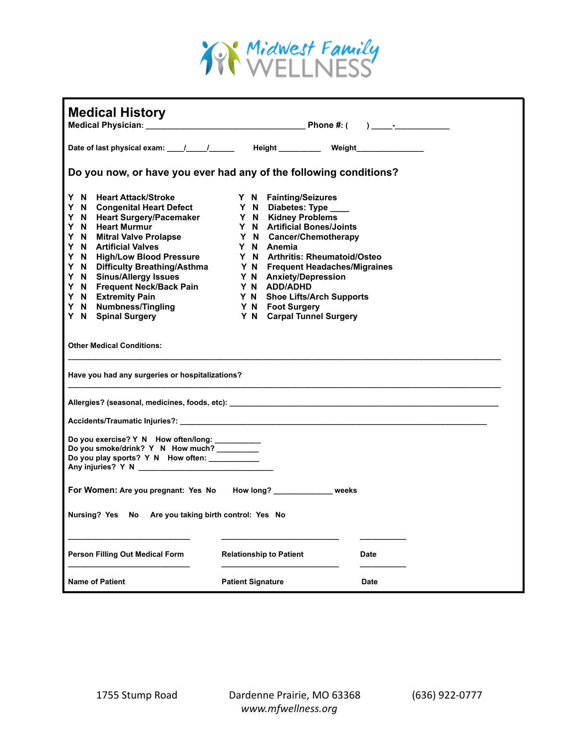Midwest Family WELLNESS

# Medical History

**Medical Physician:** ______________________________ **Phone #:** ( ) _____-__________

**Date of last physical exam:** ____/_____/______ **Height** _________ **Weight**_______________

## Do you now, or have you ever had any of the following conditions?

| | |
|---|---|
| Y N **Heart Attack/Stroke** | Y N **Fainting/Seizures** |
| Y N **Congenital Heart Defect** | Y N **Diabetes: Type** ____ |
| Y N **Heart Surgery/Pacemaker** | Y N **Kidney Problems** |
| Y N **Heart Murmur** | Y N **Artificial Bones/Joints** |
| Y N **Mitral Valve Prolapse** | Y N **Cancer/Chemotherapy** |
| Y N **Artificial Valves** | Y N **Anemia** |
| Y N **High/Low Blood Pressure** | Y N **Arthritis: Rheumatoid/Osteo** |
| Y N **Difficulty Breathing/Asthma** | Y N **Frequent Headaches/Migraines** |
| Y N **Sinus/Allergy Issues** | Y N **Anxiety/Depression** |
| Y N **Frequent Neck/Back Pain** | Y N **ADD/ADHD** |
| Y N **Extremity Pain** | Y N **Shoe Lifts/Arch Supports** |
| Y N **Numbness/Tingling** | Y N **Foot Surgery** |
| Y N **Spinal Surgery** | Y N **Carpal Tunnel Surgery** |

**Other Medical Conditions:**

________________________________________________________________________________

**Have you had any surgeries or hospitalizations?**

________________________________________________________________________________

**Allergies? (seasonal, medicines, foods, etc):** ________________________________________________

**Accidents/Traumatic Injuries?:** ____________________________________________________

**Do you exercise?** Y N **How often/long:** __________
**Do you smoke/drink?** Y N **How much?** _________
**Do you play sports?** Y N **How often:** ___________
**Any injuries?** Y N ____________________________

**For Women: Are you pregnant:** Yes No **How long?** ____________ **weeks**

**Nursing?** Yes No **Are you taking birth control:** Yes No

| | | |
|---|---|---|
| ________________________ | ________________________ | __________ |
| **Person Filling Out Medical Form** | **Relationship to Patient** | **Date** |
| ________________________ | ________________________ | __________ |
| **Name of Patient** | **Patient Signature** | **Date** |

1755 Stump Road    Dardenne Prairie, MO 63368    (636) 922-0777
*www.mfwellness.org*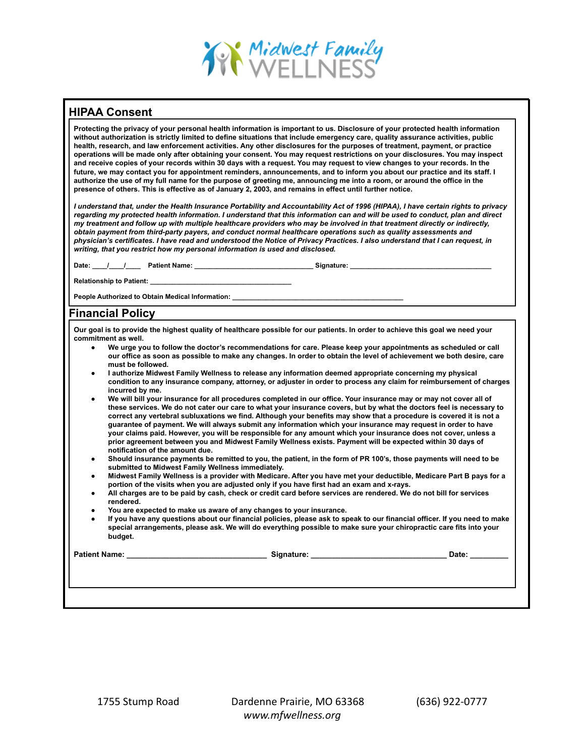Midwest Family WELLNESS

## HIPAA Consent

**Protecting the privacy of your personal health information is important to us. Disclosure of your protected health information without authorization is strictly limited to define situations that include emergency care, quality assurance activities, public health, research, and law enforcement activities. Any other disclosures for the purposes of treatment, payment, or practice operations will be made only after obtaining your consent. You may request restrictions on your disclosures. You may inspect and receive copies of your records within 30 days with a request. You may request to view changes to your records. In the future, we may contact you for appointment reminders, announcements, and to inform you about our practice and its staff. I authorize the use of my full name for the purpose of greeting me, announcing me into a room, or around the office in the presence of others. This is effective as of January 2, 2003, and remains in effect until further notice.**

***I understand that, under the Health Insurance Portability and Accountability Act of 1996 (HIPAA), I have certain rights to privacy regarding my protected health information. I understand that this information can and will be used to conduct, plan and direct my treatment and follow up with multiple healthcare providers who may be involved in that treatment directly or indirectly, obtain payment from third-party payers, and conduct normal healthcare operations such as quality assessments and physician's certificates. I have read and understood the Notice of Privacy Practices. I also understand that I can request, in writing, that you restrict how my personal information is used and disclosed.***

**Date: ____/____/____ Patient Name: ______________________________ Signature: ___________________________________**

**Relationship to Patient: ___________________________________**

**People Authorized to Obtain Medical Information: ____________________________________________**

## Financial Policy

**Our goal is to provide the highest quality of healthcare possible for our patients. In order to achieve this goal we need your commitment as well.**

- **We urge you to follow the doctor's recommendations for care. Please keep your appointments as scheduled or call our office as soon as possible to make any changes. In order to obtain the level of achievement we both desire, care must be followed.**
- **I authorize Midwest Family Wellness to release any information deemed appropriate concerning my physical condition to any insurance company, attorney, or adjuster in order to process any claim for reimbursement of charges incurred by me.**
- **We will bill your insurance for all procedures completed in our office. Your insurance may or may not cover all of these services. We do not cater our care to what your insurance covers, but by what the doctors feel is necessary to correct any vertebral subluxations we find. Although your benefits may show that a procedure is covered it is not a guarantee of payment. We will always submit any information which your insurance may request in order to have your claims paid. However, you will be responsible for any amount which your insurance does not cover, unless a prior agreement between you and Midwest Family Wellness exists. Payment will be expected within 30 days of notification of the amount due.**
- **Should insurance payments be remitted to you, the patient, in the form of PR 100's, those payments will need to be submitted to Midwest Family Wellness immediately.**
- **Midwest Family Wellness is a provider with Medicare. After you have met your deductible, Medicare Part B pays for a portion of the visits when you are adjusted only if you have first had an exam and x-rays.**
- **All charges are to be paid by cash, check or credit card before services are rendered. We do not bill for services rendered.**
- **You are expected to make us aware of any changes to your insurance.**
- **If you have any questions about our financial policies, please ask to speak to our financial officer. If you need to make special arrangements, please ask. We will do everything possible to make sure your chiropractic care fits into your budget.**

**Patient Name: ________________________________ Signature: _______________________________ Date: _________**

1755 Stump Road    Dardenne Prairie, MO 63368    (636) 922-0777
*www.mfwellness.org*